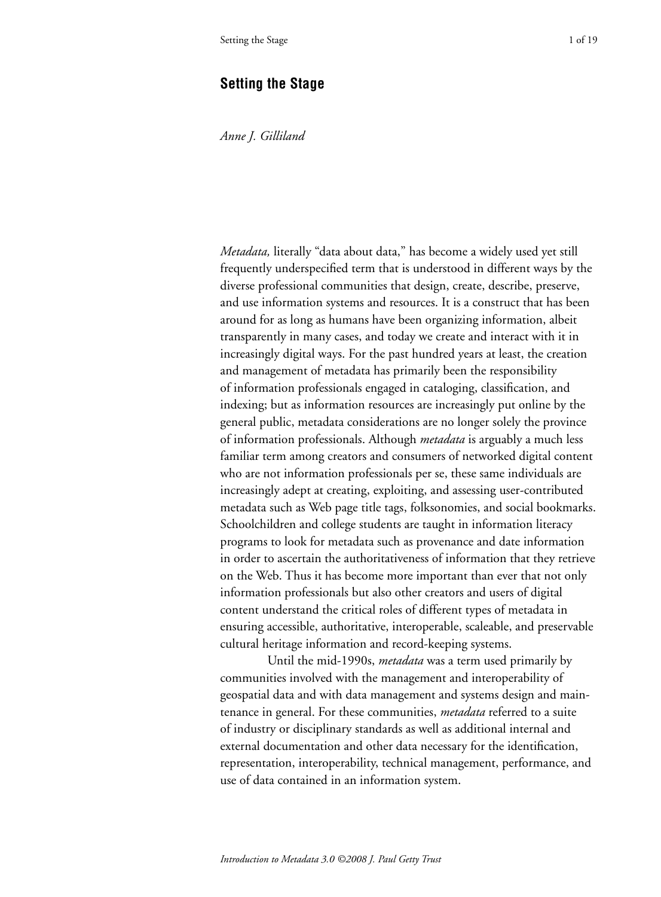# Setting the Stage

*Anne J. Gilliland*

*Metadata,* literally "data about data," has become a widely used yet still frequently underspecified term that is understood in different ways by the diverse professional communities that design, create, describe, preserve, and use information systems and resources. It is a construct that has been around for as long as humans have been organizing information, albeit transparently in many cases, and today we create and interact with it in increasingly digital ways. For the past hundred years at least, the creation and management of metadata has primarily been the responsibility of information professionals engaged in cataloging, classification, and indexing; but as information resources are increasingly put online by the general public, metadata considerations are no longer solely the province of information professionals. Although *metadata* is arguably a much less familiar term among creators and consumers of networked digital content who are not information professionals per se, these same individuals are increasingly adept at creating, exploiting, and assessing user-contributed metadata such as Web page title tags, folksonomies, and social bookmarks. Schoolchildren and college students are taught in information literacy programs to look for metadata such as provenance and date information in order to ascertain the authoritativeness of information that they retrieve on the Web. Thus it has become more important than ever that not only information professionals but also other creators and users of digital content understand the critical roles of different types of metadata in ensuring accessible, authoritative, interoperable, scaleable, and preservable cultural heritage information and record-keeping systems.

Until the mid-1990s, *metadata* was a term used primarily by communities involved with the management and interoperability of geospatial data and with data management and systems design and maintenance in general. For these communities, *metadata* referred to a suite of industry or disciplinary standards as well as additional internal and external documentation and other data necessary for the identification, representation, interoperability, technical management, performance, and use of data contained in an information system.

*Introduction to Metadata 3.0 ©2008 J. Paul Getty Trust*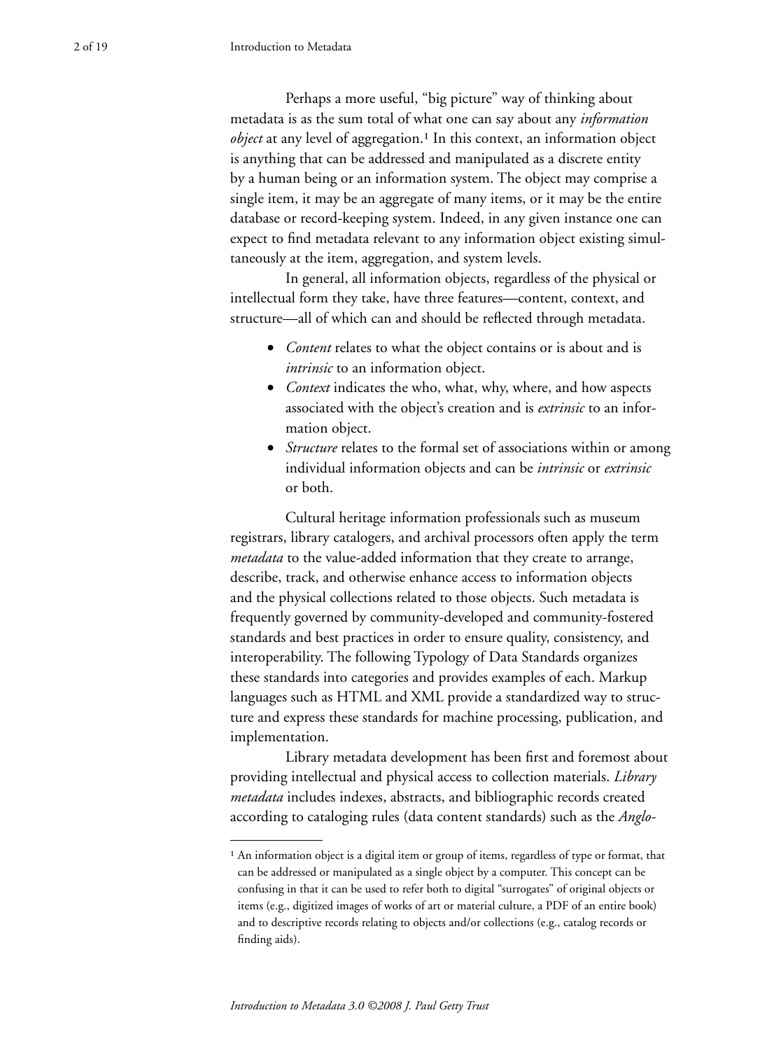Perhaps a more useful, "big picture" way of thinking about metadata is as the sum total of what one can say about any *information object* at any level of aggregation.[1] In this context, an information object is anything that can be addressed and manipulated as a discrete entity by a human being or an information system. The object may comprise a single item, it may be an aggregate of many items, or it may be the entire database or record-keeping system. Indeed, in any given instance one can expect to find metadata relevant to any information object existing simultaneously at the item, aggregation, and system levels.

In general, all information objects, regardless of the physical or intellectual form they take, have three features—content, context, and structure—all of which can and should be reflected through metadata.

- *Content* relates to what the object contains or is about and is *intrinsic* to an information object.
- *Context* indicates the who, what, why, where, and how aspects associated with the object's creation and is *extrinsic* to an information object.
- *Structure* relates to the formal set of associations within or among individual information objects and can be *intrinsic* or *extrinsic* or both.

Cultural heritage information professionals such as museum registrars, library catalogers, and archival processors often apply the term *metadata* to the value-added information that they create to arrange, describe, track, and otherwise enhance access to information objects and the physical collections related to those objects. Such metadata is frequently governed by community-developed and community-fostered standards and best practices in order to ensure quality, consistency, and interoperability. The following Typology of Data Standards organizes these standards into categories and provides examples of each. Markup languages such as HTML and XML provide a standardized way to structure and express these standards for machine processing, publication, and implementation.

Library metadata development has been first and foremost about providing intellectual and physical access to collection materials. *Library metadata* includes indexes, abstracts, and bibliographic records created according to cataloging rules (data content standards) such as the *Anglo-*

[1] An information object is a digital item or group of items, regardless of type or format, that can be addressed or manipulated as a single object by a computer. This concept can be confusing in that it can be used to refer both to digital "surrogates" of original objects or items (e.g., digitized images of works of art or material culture, a PDF of an entire book) and to descriptive records relating to objects and/or collections (e.g., catalog records or finding aids).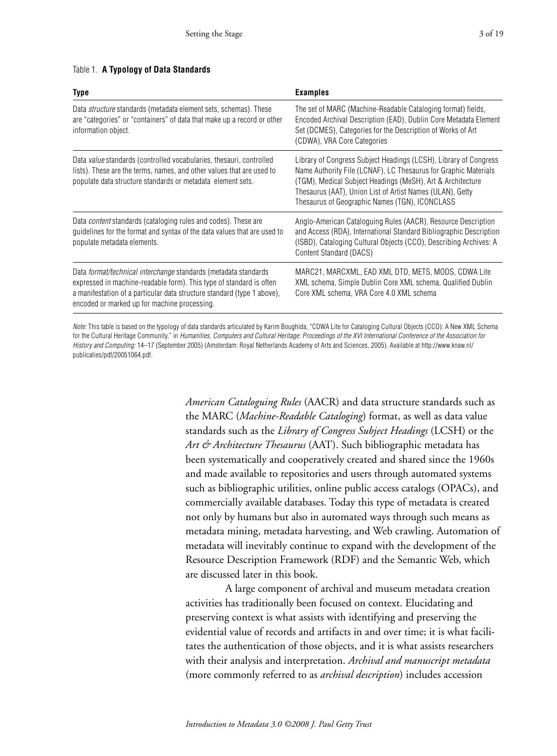Table 1. **A Typology of Data Standards**

| Type | Examples |
| --- | --- |
| Data *structure* standards (metadata element sets, schemas). These are "categories" or "containers" of data that make up a record or other information object. | The set of MARC (Machine-Readable Cataloging format) fields, Encoded Archival Description (EAD), Dublin Core Metadata Element Set (DCMES), Categories for the Description of Works of Art (CDWA), VRA Core Categories |
| Data *value* standards (controlled vocabularies, thesauri, controlled lists). These are the terms, names, and other values that are used to populate data structure standards or metadata element sets. | Library of Congress Subject Headings (LCSH), Library of Congress Name Authority File (LCNAF), LC Thesaurus for Graphic Materials (TGM), Medical Subject Headings (MeSH), Art & Architecture Thesaurus (AAT), Union List of Artist Names (ULAN), Getty Thesaurus of Geographic Names (TGN), ICONCLASS |
| Data *content* standards (cataloging rules and codes). These are guidelines for the format and syntax of the data values that are used to populate metadata elements. | Anglo-American Cataloguing Rules (AACR), Resource Description and Access (RDA), International Standard Bibliographic Description (ISBD), Cataloging Cultural Objects (CCO), Describing Archives: A Content Standard (DACS) |
| Data *format/technical interchange* standards (metadata standards expressed in machine-readable form). This type of standard is often a manifestation of a particular data structure standard (type 1 above), encoded or marked up for machine processing. | MARC21, MARCXML, EAD XML DTD, METS, MODS, CDWA Lite XML schema, Simple Dublin Core XML schema, Qualified Dublin Core XML schema, VRA Core 4.0 XML schema |

*Note:* This table is based on the typology of data standards articulated by Karim Boughida, "CDWA Lite for Cataloging Cultural Objects (CCO): A New XML Schema for the Cultural Heritage Community," in *Humanities, Computers and Cultural Heritage: Proceedings of the XVI International Conference of the Association for History and Computing:* 14–17 (September 2005) (Amsterdam: Royal Netherlands Academy of Arts and Sciences, 2005). Available at http://www.knaw.nl/publicaties/pdf/20051064.pdf.

*American Cataloguing Rules* (AACR) and data structure standards such as the MARC (*Machine-Readable Cataloging*) format, as well as data value standards such as the *Library of Congress Subject Headings* (LCSH) or the *Art & Architecture Thesaurus* (AAT). Such bibliographic metadata has been systematically and cooperatively created and shared since the 1960s and made available to repositories and users through automated systems such as bibliographic utilities, online public access catalogs (OPACs), and commercially available databases. Today this type of metadata is created not only by humans but also in automated ways through such means as metadata mining, metadata harvesting, and Web crawling. Automation of metadata will inevitably continue to expand with the development of the Resource Description Framework (RDF) and the Semantic Web, which are discussed later in this book.

A large component of archival and museum metadata creation activities has traditionally been focused on context. Elucidating and preserving context is what assists with identifying and preserving the evidential value of records and artifacts in and over time; it is what facilitates the authentication of those objects, and it is what assists researchers with their analysis and interpretation. *Archival and manuscript metadata* (more commonly referred to as *archival description*) includes accession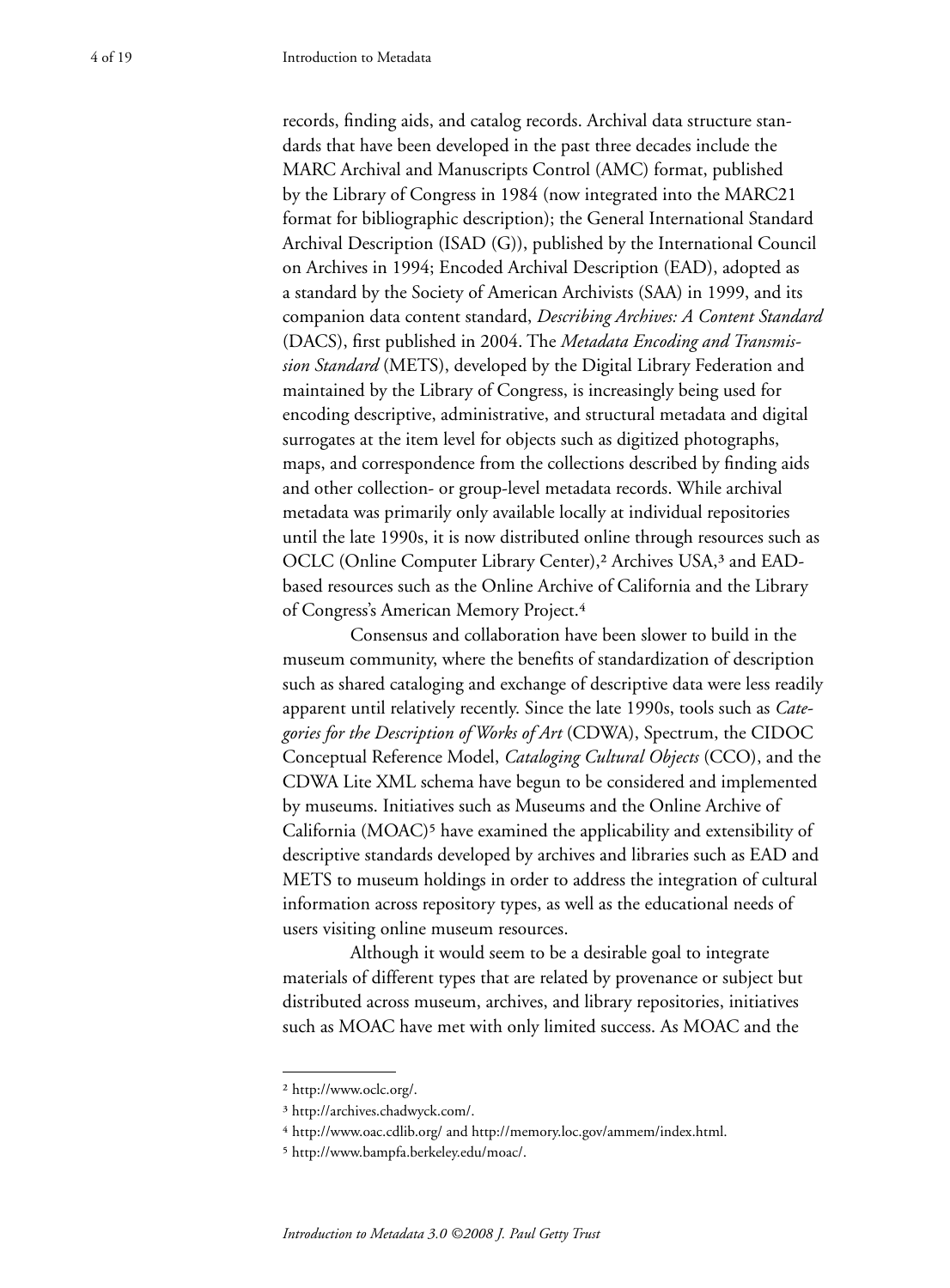records, finding aids, and catalog records. Archival data structure standards that have been developed in the past three decades include the MARC Archival and Manuscripts Control (AMC) format, published by the Library of Congress in 1984 (now integrated into the MARC21 format for bibliographic description); the General International Standard Archival Description (ISAD (G)), published by the International Council on Archives in 1994; Encoded Archival Description (EAD), adopted as a standard by the Society of American Archivists (SAA) in 1999, and its companion data content standard, *Describing Archives: A Content Standard* (DACS), first published in 2004. The *Metadata Encoding and Transmission Standard* (METS), developed by the Digital Library Federation and maintained by the Library of Congress, is increasingly being used for encoding descriptive, administrative, and structural metadata and digital surrogates at the item level for objects such as digitized photographs, maps, and correspondence from the collections described by finding aids and other collection- or group-level metadata records. While archival metadata was primarily only available locally at individual repositories until the late 1990s, it is now distributed online through resources such as OCLC (Online Computer Library Center),[2] Archives USA,[3] and EAD-based resources such as the Online Archive of California and the Library of Congress's American Memory Project.[4]

Consensus and collaboration have been slower to build in the museum community, where the benefits of standardization of description such as shared cataloging and exchange of descriptive data were less readily apparent until relatively recently. Since the late 1990s, tools such as *Categories for the Description of Works of Art* (CDWA), Spectrum, the CIDOC Conceptual Reference Model, *Cataloging Cultural Objects* (CCO), and the CDWA Lite XML schema have begun to be considered and implemented by museums. Initiatives such as Museums and the Online Archive of California (MOAC)[5] have examined the applicability and extensibility of descriptive standards developed by archives and libraries such as EAD and METS to museum holdings in order to address the integration of cultural information across repository types, as well as the educational needs of users visiting online museum resources.

Although it would seem to be a desirable goal to integrate materials of different types that are related by provenance or subject but distributed across museum, archives, and library repositories, initiatives such as MOAC have met with only limited success. As MOAC and the

---

[2] http://www.oclc.org/.

[3] http://archives.chadwyck.com/.

[4] http://www.oac.cdlib.org/ and http://memory.loc.gov/ammem/index.html.

[5] http://www.bampfa.berkeley.edu/moac/.

*Introduction to Metadata 3.0 ©2008 J. Paul Getty Trust*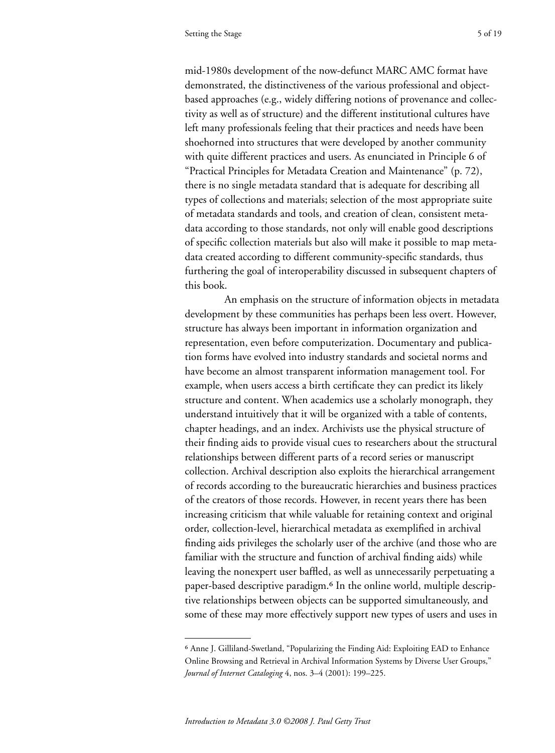mid-1980s development of the now-defunct MARC AMC format have demonstrated, the distinctiveness of the various professional and object-based approaches (e.g., widely differing notions of provenance and collectivity as well as of structure) and the different institutional cultures have left many professionals feeling that their practices and needs have been shoehorned into structures that were developed by another community with quite different practices and users. As enunciated in Principle 6 of "Practical Principles for Metadata Creation and Maintenance" (p. 72), there is no single metadata standard that is adequate for describing all types of collections and materials; selection of the most appropriate suite of metadata standards and tools, and creation of clean, consistent metadata according to those standards, not only will enable good descriptions of specific collection materials but also will make it possible to map metadata created according to different community-specific standards, thus furthering the goal of interoperability discussed in subsequent chapters of this book.

An emphasis on the structure of information objects in metadata development by these communities has perhaps been less overt. However, structure has always been important in information organization and representation, even before computerization. Documentary and publication forms have evolved into industry standards and societal norms and have become an almost transparent information management tool. For example, when users access a birth certificate they can predict its likely structure and content. When academics use a scholarly monograph, they understand intuitively that it will be organized with a table of contents, chapter headings, and an index. Archivists use the physical structure of their finding aids to provide visual cues to researchers about the structural relationships between different parts of a record series or manuscript collection. Archival description also exploits the hierarchical arrangement of records according to the bureaucratic hierarchies and business practices of the creators of those records. However, in recent years there has been increasing criticism that while valuable for retaining context and original order, collection-level, hierarchical metadata as exemplified in archival finding aids privileges the scholarly user of the archive (and those who are familiar with the structure and function of archival finding aids) while leaving the nonexpert user baffled, as well as unnecessarily perpetuating a paper-based descriptive paradigm.[6] In the online world, multiple descriptive relationships between objects can be supported simultaneously, and some of these may more effectively support new types of users and uses in

---

[6] Anne J. Gilliland-Swetland, "Popularizing the Finding Aid: Exploiting EAD to Enhance Online Browsing and Retrieval in Archival Information Systems by Diverse User Groups," *Journal of Internet Cataloging* 4, nos. 3–4 (2001): 199–225.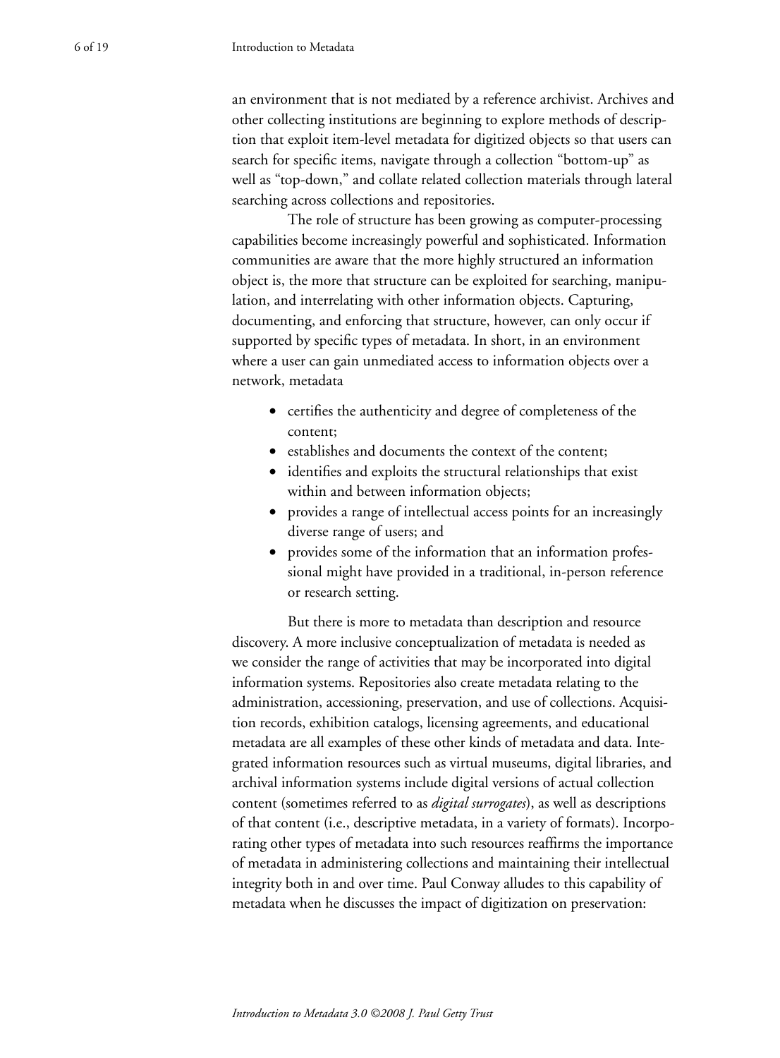an environment that is not mediated by a reference archivist. Archives and other collecting institutions are beginning to explore methods of description that exploit item-level metadata for digitized objects so that users can search for specific items, navigate through a collection "bottom-up" as well as "top-down," and collate related collection materials through lateral searching across collections and repositories.

The role of structure has been growing as computer-processing capabilities become increasingly powerful and sophisticated. Information communities are aware that the more highly structured an information object is, the more that structure can be exploited for searching, manipulation, and interrelating with other information objects. Capturing, documenting, and enforcing that structure, however, can only occur if supported by specific types of metadata. In short, in an environment where a user can gain unmediated access to information objects over a network, metadata

- certifies the authenticity and degree of completeness of the content;
- establishes and documents the context of the content;
- identifies and exploits the structural relationships that exist within and between information objects;
- provides a range of intellectual access points for an increasingly diverse range of users; and
- provides some of the information that an information professional might have provided in a traditional, in-person reference or research setting.

But there is more to metadata than description and resource discovery. A more inclusive conceptualization of metadata is needed as we consider the range of activities that may be incorporated into digital information systems. Repositories also create metadata relating to the administration, accessioning, preservation, and use of collections. Acquisition records, exhibition catalogs, licensing agreements, and educational metadata are all examples of these other kinds of metadata and data. Integrated information resources such as virtual museums, digital libraries, and archival information systems include digital versions of actual collection content (sometimes referred to as *digital surrogates*), as well as descriptions of that content (i.e., descriptive metadata, in a variety of formats). Incorporating other types of metadata into such resources reaffirms the importance of metadata in administering collections and maintaining their intellectual integrity both in and over time. Paul Conway alludes to this capability of metadata when he discusses the impact of digitization on preservation: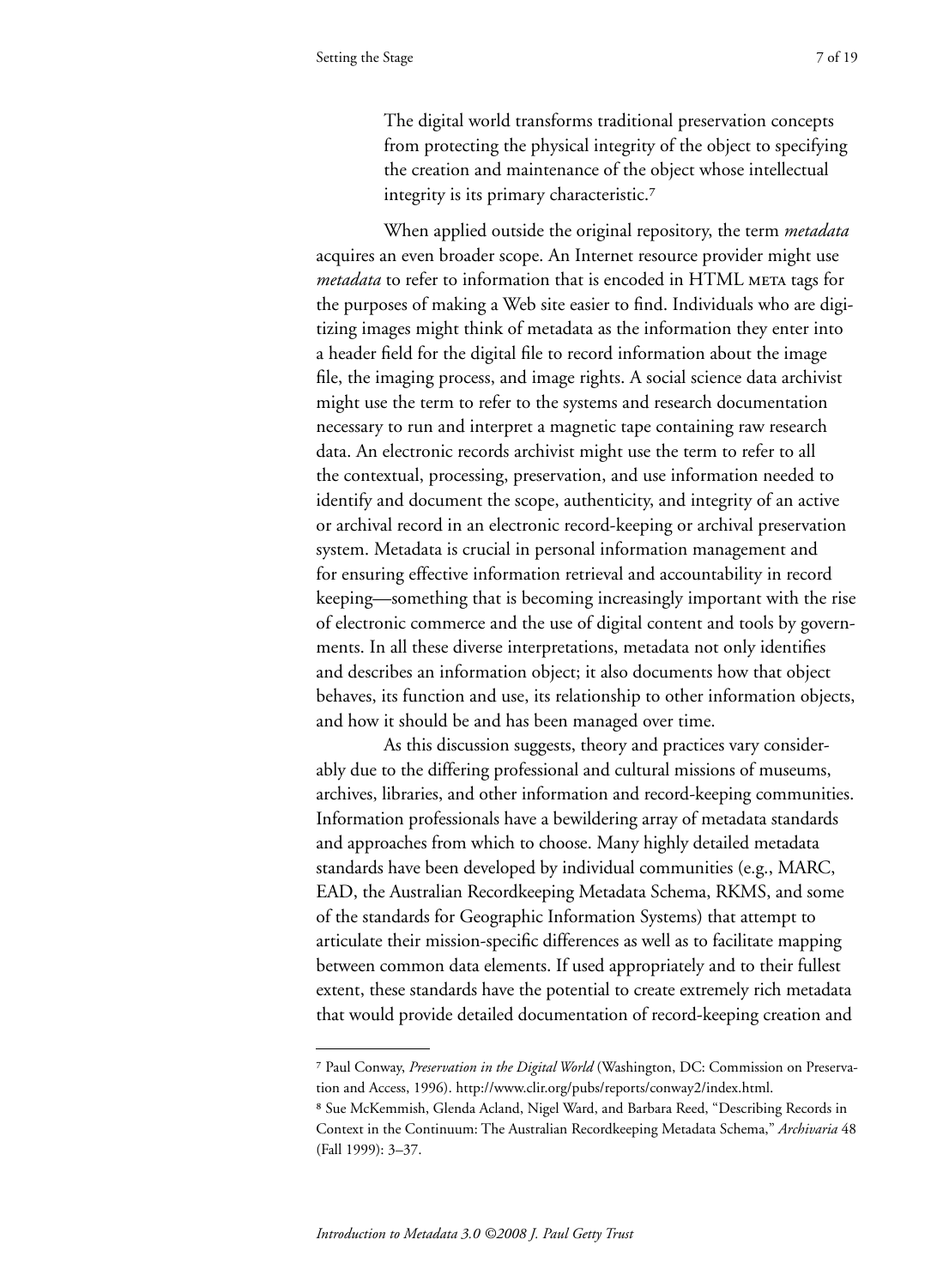> The digital world transforms traditional preservation concepts from protecting the physical integrity of the object to specifying the creation and maintenance of the object whose intellectual integrity is its primary characteristic.[7]

When applied outside the original repository, the term *metadata* acquires an even broader scope. An Internet resource provider might use *metadata* to refer to information that is encoded in HTML META tags for the purposes of making a Web site easier to find. Individuals who are digitizing images might think of metadata as the information they enter into a header field for the digital file to record information about the image file, the imaging process, and image rights. A social science data archivist might use the term to refer to the systems and research documentation necessary to run and interpret a magnetic tape containing raw research data. An electronic records archivist might use the term to refer to all the contextual, processing, preservation, and use information needed to identify and document the scope, authenticity, and integrity of an active or archival record in an electronic record-keeping or archival preservation system. Metadata is crucial in personal information management and for ensuring effective information retrieval and accountability in record keeping—something that is becoming increasingly important with the rise of electronic commerce and the use of digital content and tools by governments. In all these diverse interpretations, metadata not only identifies and describes an information object; it also documents how that object behaves, its function and use, its relationship to other information objects, and how it should be and has been managed over time.

As this discussion suggests, theory and practices vary considerably due to the differing professional and cultural missions of museums, archives, libraries, and other information and record-keeping communities. Information professionals have a bewildering array of metadata standards and approaches from which to choose. Many highly detailed metadata standards have been developed by individual communities (e.g., MARC, EAD, the Australian Recordkeeping Metadata Schema, RKMS, and some of the standards for Geographic Information Systems) that attempt to articulate their mission-specific differences as well as to facilitate mapping between common data elements. If used appropriately and to their fullest extent, these standards have the potential to create extremely rich metadata that would provide detailed documentation of record-keeping creation and

---

[7] Paul Conway, *Preservation in the Digital World* (Washington, DC: Commission on Preservation and Access, 1996). http://www.clir.org/pubs/reports/conway2/index.html.

[8] Sue McKemmish, Glenda Acland, Nigel Ward, and Barbara Reed, "Describing Records in Context in the Continuum: The Australian Recordkeeping Metadata Schema," *Archivaria* 48 (Fall 1999): 3–37.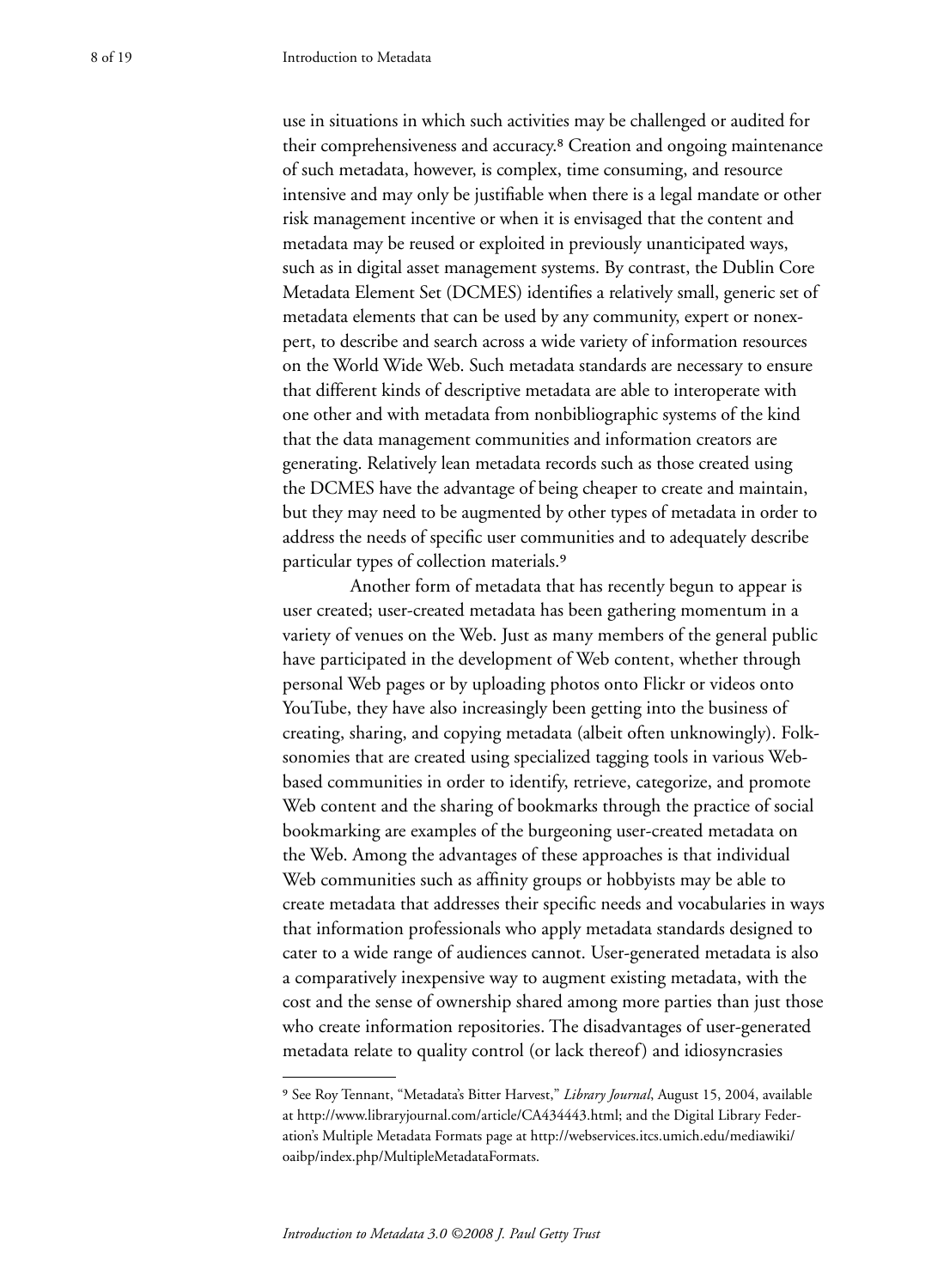use in situations in which such activities may be challenged or audited for their comprehensiveness and accuracy.[8] Creation and ongoing maintenance of such metadata, however, is complex, time consuming, and resource intensive and may only be justifiable when there is a legal mandate or other risk management incentive or when it is envisaged that the content and metadata may be reused or exploited in previously unanticipated ways, such as in digital asset management systems. By contrast, the Dublin Core Metadata Element Set (DCMES) identifies a relatively small, generic set of metadata elements that can be used by any community, expert or nonexpert, to describe and search across a wide variety of information resources on the World Wide Web. Such metadata standards are necessary to ensure that different kinds of descriptive metadata are able to interoperate with one other and with metadata from nonbibliographic systems of the kind that the data management communities and information creators are generating. Relatively lean metadata records such as those created using the DCMES have the advantage of being cheaper to create and maintain, but they may need to be augmented by other types of metadata in order to address the needs of specific user communities and to adequately describe particular types of collection materials.[9]

Another form of metadata that has recently begun to appear is user created; user-created metadata has been gathering momentum in a variety of venues on the Web. Just as many members of the general public have participated in the development of Web content, whether through personal Web pages or by uploading photos onto Flickr or videos onto YouTube, they have also increasingly been getting into the business of creating, sharing, and copying metadata (albeit often unknowingly). Folksonomies that are created using specialized tagging tools in various Web-based communities in order to identify, retrieve, categorize, and promote Web content and the sharing of bookmarks through the practice of social bookmarking are examples of the burgeoning user-created metadata on the Web. Among the advantages of these approaches is that individual Web communities such as affinity groups or hobbyists may be able to create metadata that addresses their specific needs and vocabularies in ways that information professionals who apply metadata standards designed to cater to a wide range of audiences cannot. User-generated metadata is also a comparatively inexpensive way to augment existing metadata, with the cost and the sense of ownership shared among more parties than just those who create information repositories. The disadvantages of user-generated metadata relate to quality control (or lack thereof) and idiosyncrasies

---

[9] See Roy Tennant, "Metadata's Bitter Harvest," *Library Journal*, August 15, 2004, available at http://www.libraryjournal.com/article/CA434443.html; and the Digital Library Federation's Multiple Metadata Formats page at http://webservices.itcs.umich.edu/mediawiki/oaibp/index.php/MultipleMetadataFormats.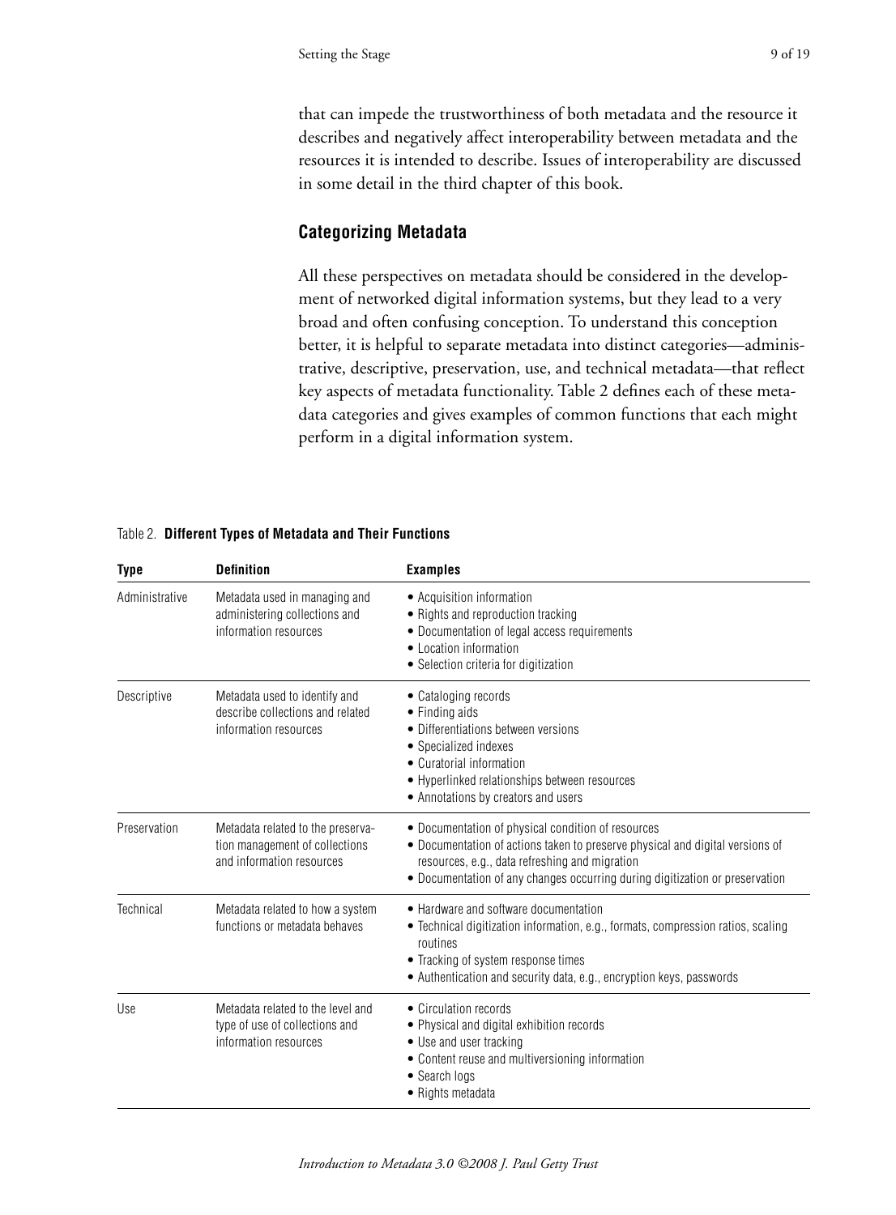that can impede the trustworthiness of both metadata and the resource it describes and negatively affect interoperability between metadata and the resources it is intended to describe. Issues of interoperability are discussed in some detail in the third chapter of this book.

## Categorizing Metadata

All these perspectives on metadata should be considered in the development of networked digital information systems, but they lead to a very broad and often confusing conception. To understand this conception better, it is helpful to separate metadata into distinct categories—administrative, descriptive, preservation, use, and technical metadata—that reflect key aspects of metadata functionality. Table 2 defines each of these metadata categories and gives examples of common functions that each might perform in a digital information system.

Table 2. **Different Types of Metadata and Their Functions**

| Type | Definition | Examples |
|---|---|---|
| Administrative | Metadata used in managing and administering collections and information resources | • Acquisition information<br>• Rights and reproduction tracking<br>• Documentation of legal access requirements<br>• Location information<br>• Selection criteria for digitization |
| Descriptive | Metadata used to identify and describe collections and related information resources | • Cataloging records<br>• Finding aids<br>• Differentiations between versions<br>• Specialized indexes<br>• Curatorial information<br>• Hyperlinked relationships between resources<br>• Annotations by creators and users |
| Preservation | Metadata related to the preservation management of collections and information resources | • Documentation of physical condition of resources<br>• Documentation of actions taken to preserve physical and digital versions of resources, e.g., data refreshing and migration<br>• Documentation of any changes occurring during digitization or preservation |
| Technical | Metadata related to how a system functions or metadata behaves | • Hardware and software documentation<br>• Technical digitization information, e.g., formats, compression ratios, scaling routines<br>• Tracking of system response times<br>• Authentication and security data, e.g., encryption keys, passwords |
| Use | Metadata related to the level and type of use of collections and information resources | • Circulation records<br>• Physical and digital exhibition records<br>• Use and user tracking<br>• Content reuse and multiversioning information<br>• Search logs<br>• Rights metadata |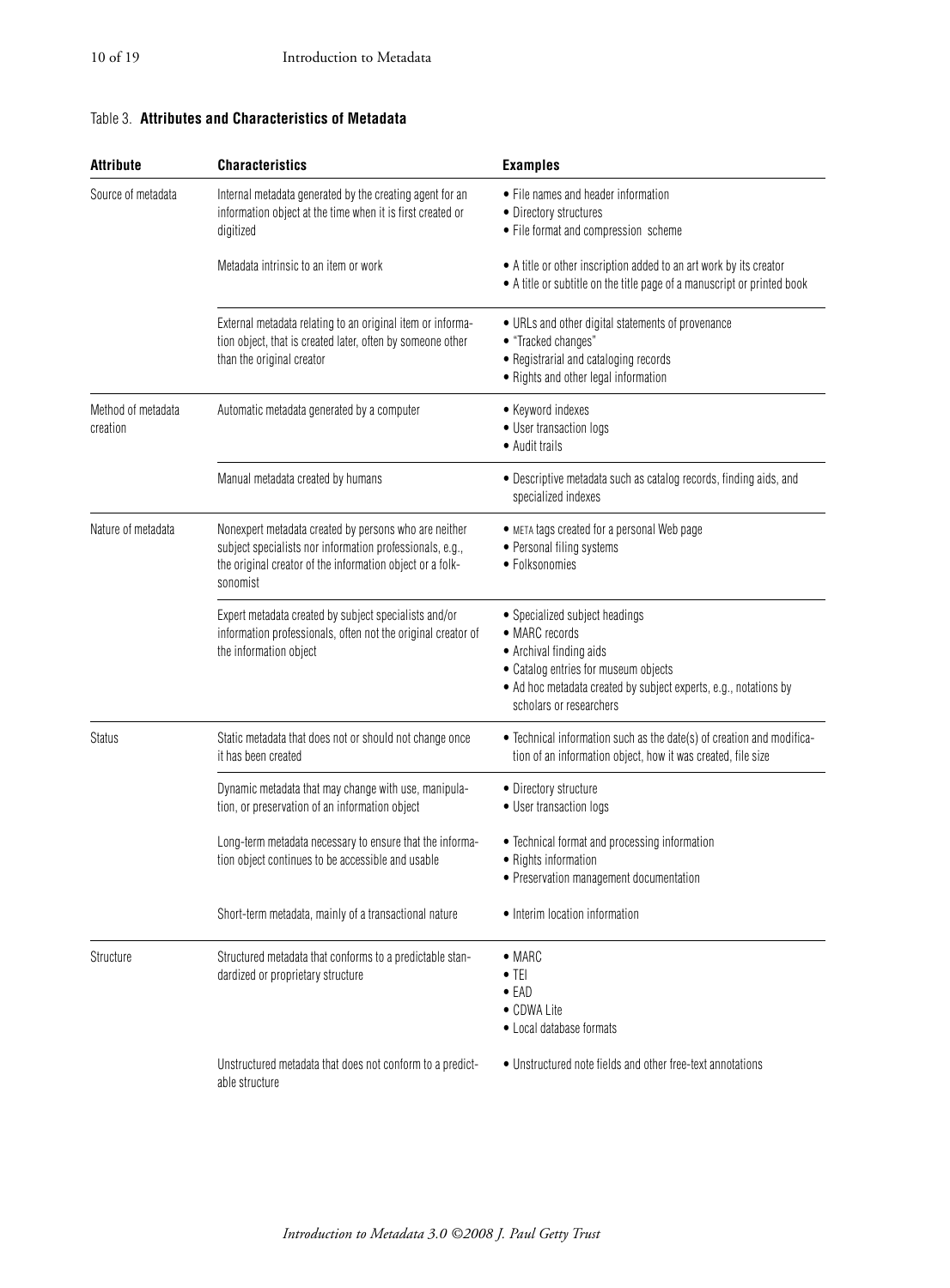Table 3. **Attributes and Characteristics of Metadata**

| Attribute | Characteristics | Examples |
| --- | --- | --- |
| Source of metadata | Internal metadata generated by the creating agent for an information object at the time when it is first created or digitized | • File names and header information<br>• Directory structures<br>• File format and compression scheme |
| | Metadata intrinsic to an item or work | • A title or other inscription added to an art work by its creator<br>• A title or subtitle on the title page of a manuscript or printed book |
| | External metadata relating to an original item or information object, that is created later, often by someone other than the original creator | • URLs and other digital statements of provenance<br>• "Tracked changes"<br>• Registrarial and cataloging records<br>• Rights and other legal information |
| Method of metadata creation | Automatic metadata generated by a computer | • Keyword indexes<br>• User transaction logs<br>• Audit trails |
| | Manual metadata created by humans | • Descriptive metadata such as catalog records, finding aids, and specialized indexes |
| Nature of metadata | Nonexpert metadata created by persons who are neither subject specialists nor information professionals, e.g., the original creator of the information object or a folksonomist | • META tags created for a personal Web page<br>• Personal filing systems<br>• Folksonomies |
| | Expert metadata created by subject specialists and/or information professionals, often not the original creator of the information object | • Specialized subject headings<br>• MARC records<br>• Archival finding aids<br>• Catalog entries for museum objects<br>• Ad hoc metadata created by subject experts, e.g., notations by scholars or researchers |
| Status | Static metadata that does not or should not change once it has been created | • Technical information such as the date(s) of creation and modification of an information object, how it was created, file size |
| | Dynamic metadata that may change with use, manipulation, or preservation of an information object | • Directory structure<br>• User transaction logs |
| | Long-term metadata necessary to ensure that the information object continues to be accessible and usable | • Technical format and processing information<br>• Rights information<br>• Preservation management documentation |
| | Short-term metadata, mainly of a transactional nature | • Interim location information |
| Structure | Structured metadata that conforms to a predictable standardized or proprietary structure | • MARC<br>• TEI<br>• EAD<br>• CDWA Lite<br>• Local database formats |
| | Unstructured metadata that does not conform to a predictable structure | • Unstructured note fields and other free-text annotations |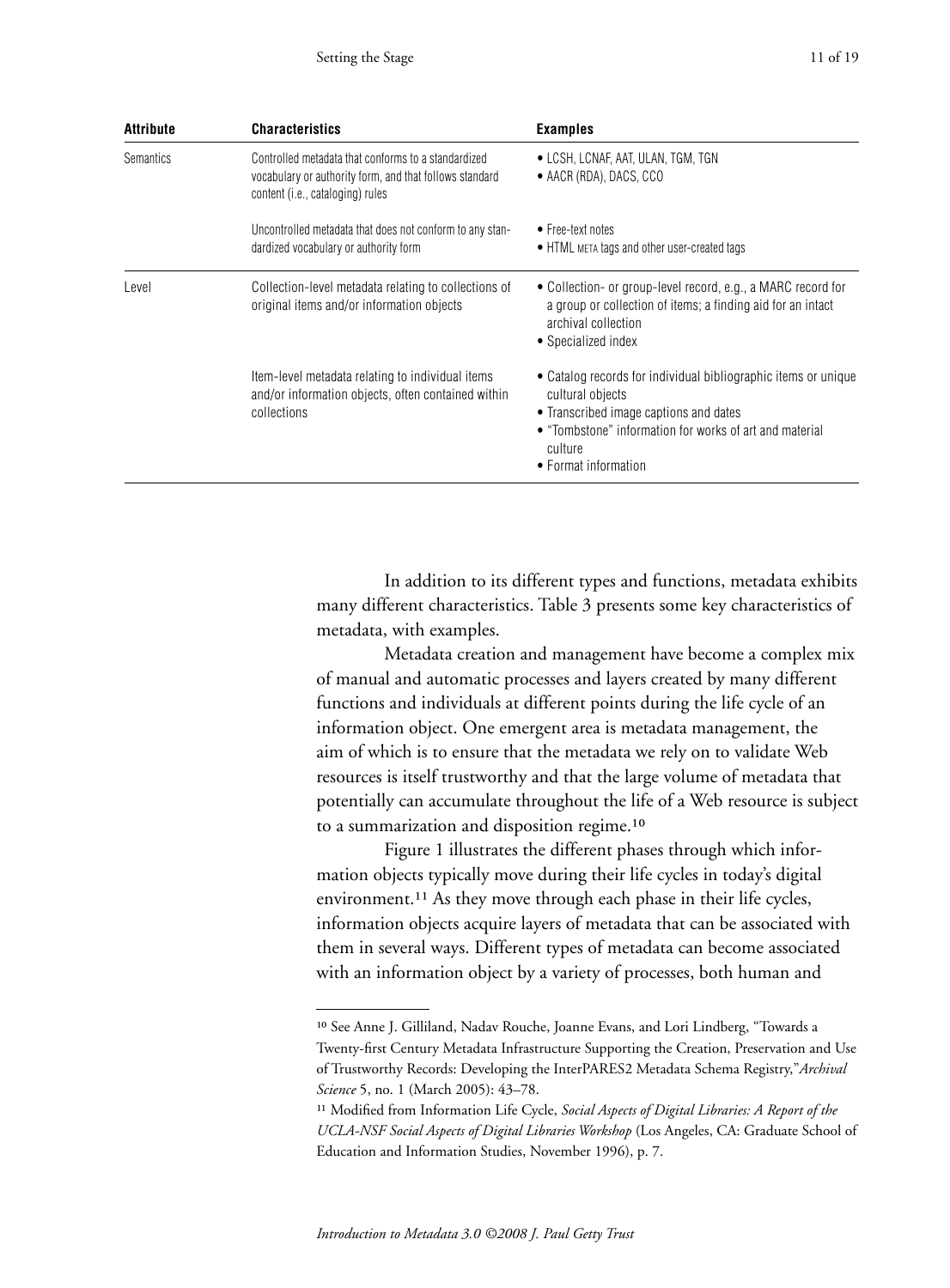| Attribute | Characteristics | Examples |
|---|---|---|
| Semantics | Controlled metadata that conforms to a standardized vocabulary or authority form, and that follows standard content (i.e., cataloging) rules | • LCSH, LCNAF, AAT, ULAN, TGM, TGN<br>• AACR (RDA), DACS, CCO |
| | Uncontrolled metadata that does not conform to any standardized vocabulary or authority form | • Free-text notes<br>• HTML META tags and other user-created tags |
| Level | Collection-level metadata relating to collections of original items and/or information objects | • Collection- or group-level record, e.g., a MARC record for a group or collection of items; a finding aid for an intact archival collection<br>• Specialized index |
| | Item-level metadata relating to individual items and/or information objects, often contained within collections | • Catalog records for individual bibliographic items or unique cultural objects<br>• Transcribed image captions and dates<br>• "Tombstone" information for works of art and material culture<br>• Format information |

In addition to its different types and functions, metadata exhibits many different characteristics. Table 3 presents some key characteristics of metadata, with examples.

Metadata creation and management have become a complex mix of manual and automatic processes and layers created by many different functions and individuals at different points during the life cycle of an information object. One emergent area is metadata management, the aim of which is to ensure that the metadata we rely on to validate Web resources is itself trustworthy and that the large volume of metadata that potentially can accumulate throughout the life of a Web resource is subject to a summarization and disposition regime.[10]

Figure 1 illustrates the different phases through which information objects typically move during their life cycles in today's digital environment.[11] As they move through each phase in their life cycles, information objects acquire layers of metadata that can be associated with them in several ways. Different types of metadata can become associated with an information object by a variety of processes, both human and

---

[10] See Anne J. Gilliland, Nadav Rouche, Joanne Evans, and Lori Lindberg, "Towards a Twenty-first Century Metadata Infrastructure Supporting the Creation, Preservation and Use of Trustworthy Records: Developing the InterPARES2 Metadata Schema Registry,"*Archival Science* 5, no. 1 (March 2005): 43–78.

[11] Modified from Information Life Cycle, *Social Aspects of Digital Libraries: A Report of the UCLA-NSF Social Aspects of Digital Libraries Workshop* (Los Angeles, CA: Graduate School of Education and Information Studies, November 1996), p. 7.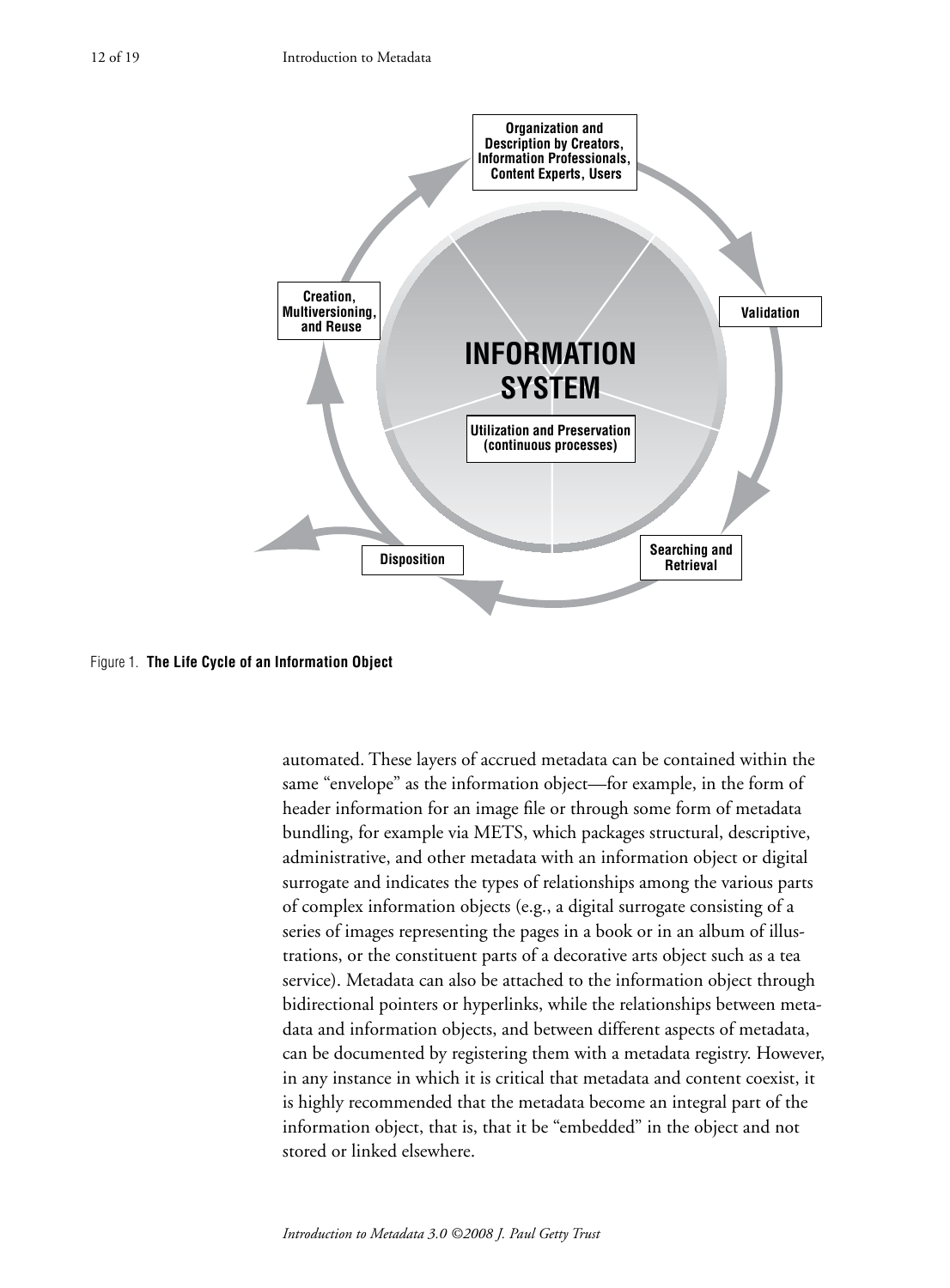Organization and Description by Creators, Information Professionals, Content Experts, Users

Validation

Searching and Retrieval

Disposition

Creation, Multiversioning, and Reuse

INFORMATION SYSTEM

Utilization and Preservation (continuous processes)

Figure 1. **The Life Cycle of an Information Object**

automated. These layers of accrued metadata can be contained within the same "envelope" as the information object—for example, in the form of header information for an image file or through some form of metadata bundling, for example via METS, which packages structural, descriptive, administrative, and other metadata with an information object or digital surrogate and indicates the types of relationships among the various parts of complex information objects (e.g., a digital surrogate consisting of a series of images representing the pages in a book or in an album of illustrations, or the constituent parts of a decorative arts object such as a tea service). Metadata can also be attached to the information object through bidirectional pointers or hyperlinks, while the relationships between metadata and information objects, and between different aspects of metadata, can be documented by registering them with a metadata registry. However, in any instance in which it is critical that metadata and content coexist, it is highly recommended that the metadata become an integral part of the information object, that is, that it be "embedded" in the object and not stored or linked elsewhere.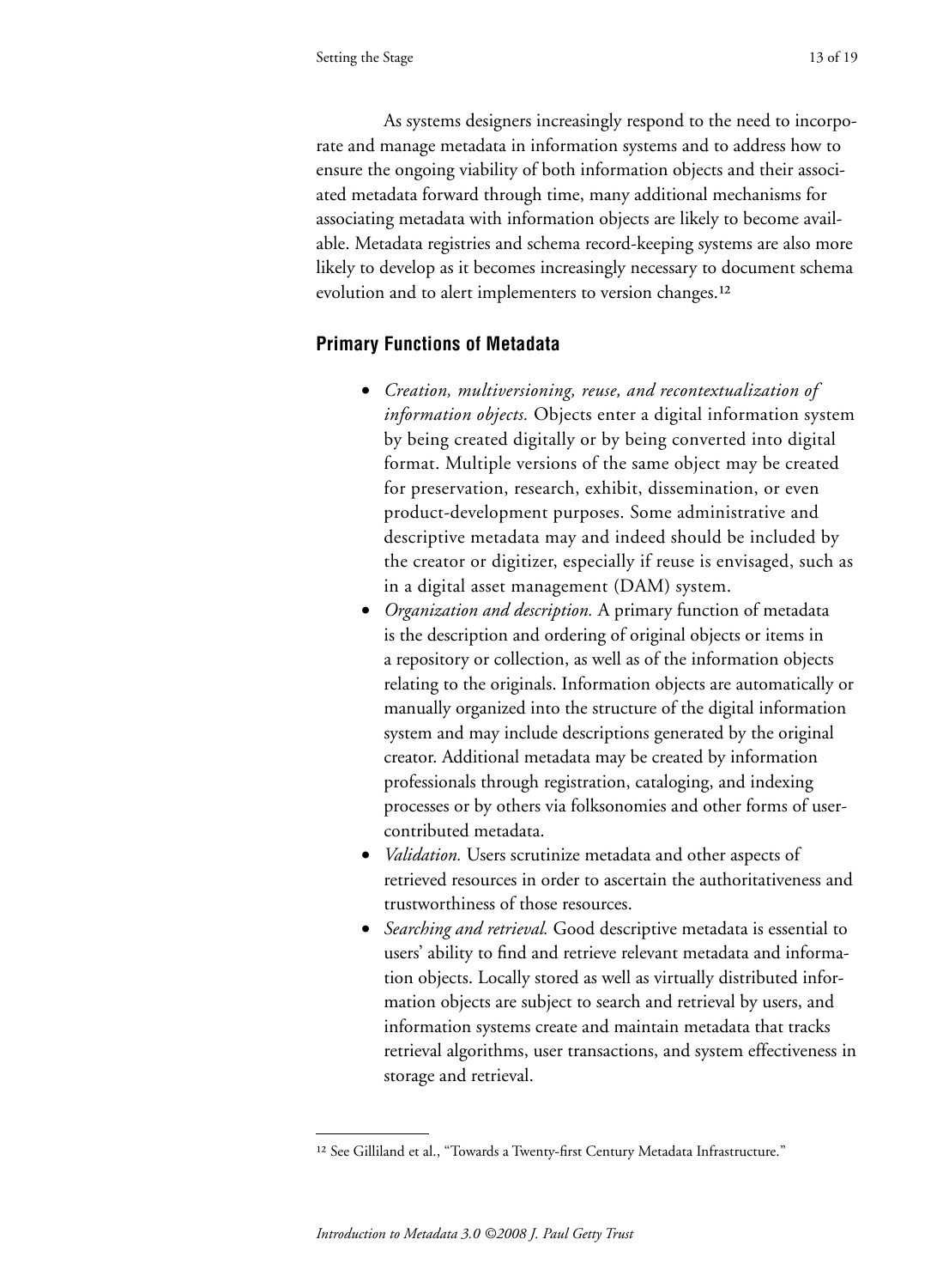As systems designers increasingly respond to the need to incorporate and manage metadata in information systems and to address how to ensure the ongoing viability of both information objects and their associated metadata forward through time, many additional mechanisms for associating metadata with information objects are likely to become available. Metadata registries and schema record-keeping systems are also more likely to develop as it becomes increasingly necessary to document schema evolution and to alert implementers to version changes.[12]

### Primary Functions of Metadata

- *Creation, multiversioning, reuse, and recontextualization of information objects.* Objects enter a digital information system by being created digitally or by being converted into digital format. Multiple versions of the same object may be created for preservation, research, exhibit, dissemination, or even product-development purposes. Some administrative and descriptive metadata may and indeed should be included by the creator or digitizer, especially if reuse is envisaged, such as in a digital asset management (DAM) system.
- *Organization and description.* A primary function of metadata is the description and ordering of original objects or items in a repository or collection, as well as of the information objects relating to the originals. Information objects are automatically or manually organized into the structure of the digital information system and may include descriptions generated by the original creator. Additional metadata may be created by information professionals through registration, cataloging, and indexing processes or by others via folksonomies and other forms of user-contributed metadata.
- *Validation.* Users scrutinize metadata and other aspects of retrieved resources in order to ascertain the authoritativeness and trustworthiness of those resources.
- *Searching and retrieval.* Good descriptive metadata is essential to users' ability to find and retrieve relevant metadata and information objects. Locally stored as well as virtually distributed information objects are subject to search and retrieval by users, and information systems create and maintain metadata that tracks retrieval algorithms, user transactions, and system effectiveness in storage and retrieval.

---

[12] See Gilliland et al., "Towards a Twenty-first Century Metadata Infrastructure."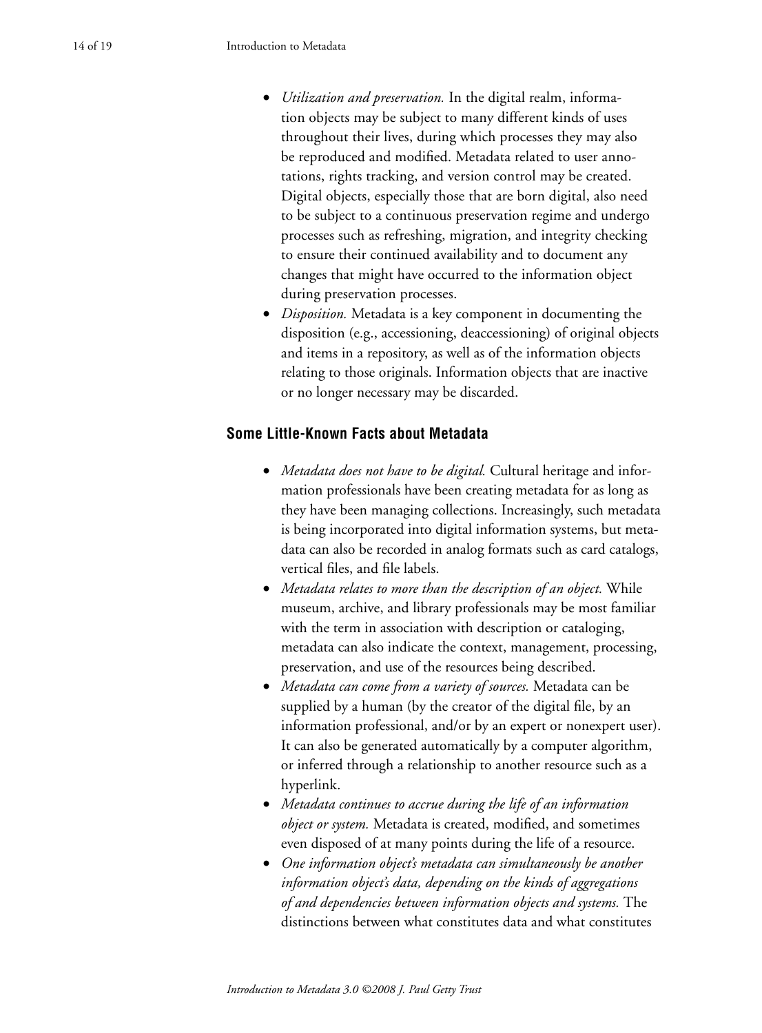- *Utilization and preservation.* In the digital realm, information objects may be subject to many different kinds of uses throughout their lives, during which processes they may also be reproduced and modified. Metadata related to user annotations, rights tracking, and version control may be created. Digital objects, especially those that are born digital, also need to be subject to a continuous preservation regime and undergo processes such as refreshing, migration, and integrity checking to ensure their continued availability and to document any changes that might have occurred to the information object during preservation processes.
- *Disposition.* Metadata is a key component in documenting the disposition (e.g., accessioning, deaccessioning) of original objects and items in a repository, as well as of the information objects relating to those originals. Information objects that are inactive or no longer necessary may be discarded.

### Some Little-Known Facts about Metadata

- *Metadata does not have to be digital.* Cultural heritage and information professionals have been creating metadata for as long as they have been managing collections. Increasingly, such metadata is being incorporated into digital information systems, but metadata can also be recorded in analog formats such as card catalogs, vertical files, and file labels.
- *Metadata relates to more than the description of an object.* While museum, archive, and library professionals may be most familiar with the term in association with description or cataloging, metadata can also indicate the context, management, processing, preservation, and use of the resources being described.
- *Metadata can come from a variety of sources.* Metadata can be supplied by a human (by the creator of the digital file, by an information professional, and/or by an expert or nonexpert user). It can also be generated automatically by a computer algorithm, or inferred through a relationship to another resource such as a hyperlink.
- *Metadata continues to accrue during the life of an information object or system.* Metadata is created, modified, and sometimes even disposed of at many points during the life of a resource.
- *One information object's metadata can simultaneously be another information object's data, depending on the kinds of aggregations of and dependencies between information objects and systems.* The distinctions between what constitutes data and what constitutes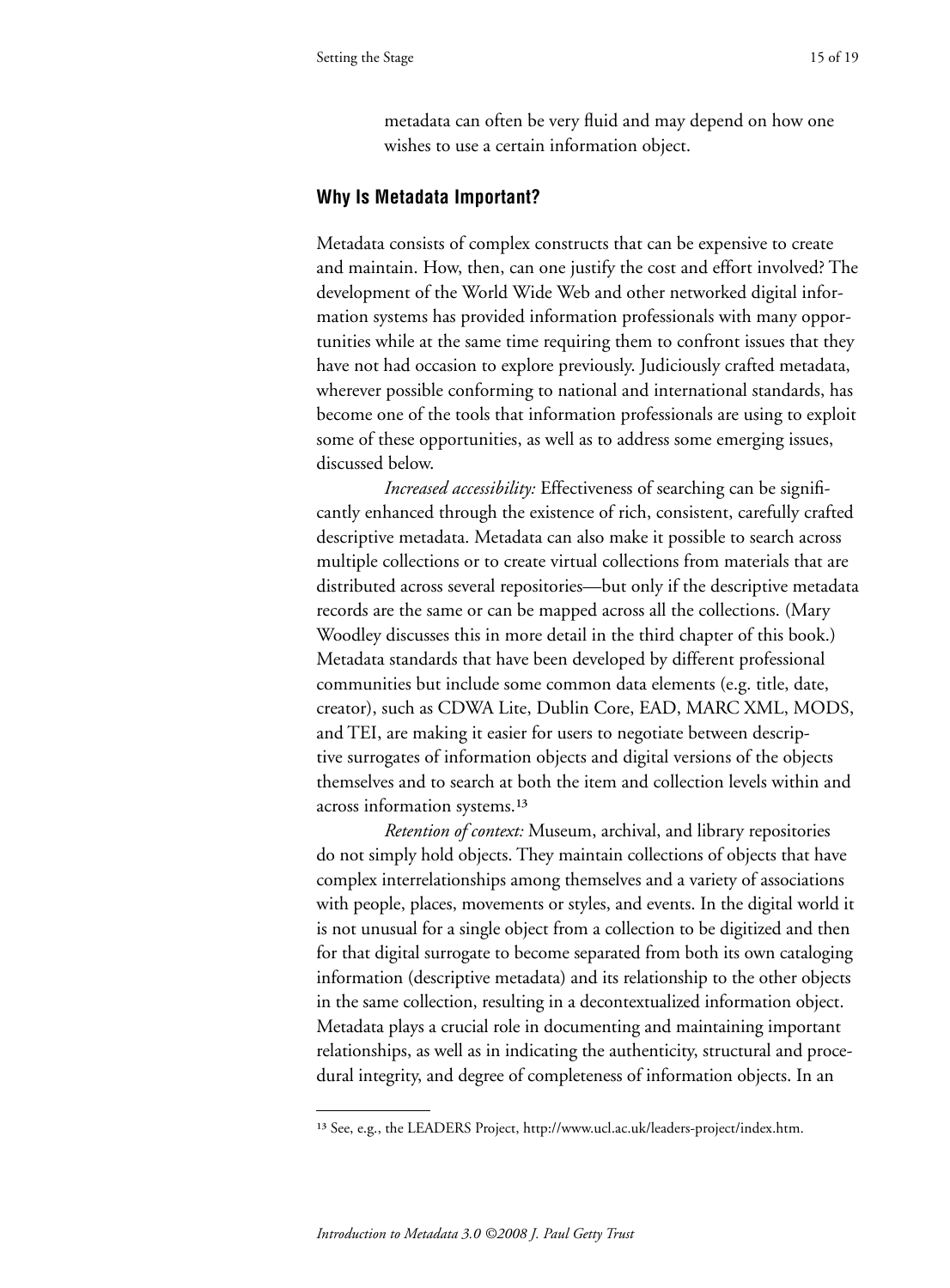metadata can often be very fluid and may depend on how one wishes to use a certain information object.

### Why Is Metadata Important?

Metadata consists of complex constructs that can be expensive to create and maintain. How, then, can one justify the cost and effort involved? The development of the World Wide Web and other networked digital information systems has provided information professionals with many opportunities while at the same time requiring them to confront issues that they have not had occasion to explore previously. Judiciously crafted metadata, wherever possible conforming to national and international standards, has become one of the tools that information professionals are using to exploit some of these opportunities, as well as to address some emerging issues, discussed below.

*Increased accessibility:* Effectiveness of searching can be significantly enhanced through the existence of rich, consistent, carefully crafted descriptive metadata. Metadata can also make it possible to search across multiple collections or to create virtual collections from materials that are distributed across several repositories—but only if the descriptive metadata records are the same or can be mapped across all the collections. (Mary Woodley discusses this in more detail in the third chapter of this book.) Metadata standards that have been developed by different professional communities but include some common data elements (e.g. title, date, creator), such as CDWA Lite, Dublin Core, EAD, MARC XML, MODS, and TEI, are making it easier for users to negotiate between descriptive surrogates of information objects and digital versions of the objects themselves and to search at both the item and collection levels within and across information systems.[13]

*Retention of context:* Museum, archival, and library repositories do not simply hold objects. They maintain collections of objects that have complex interrelationships among themselves and a variety of associations with people, places, movements or styles, and events. In the digital world it is not unusual for a single object from a collection to be digitized and then for that digital surrogate to become separated from both its own cataloging information (descriptive metadata) and its relationship to the other objects in the same collection, resulting in a decontextualized information object. Metadata plays a crucial role in documenting and maintaining important relationships, as well as in indicating the authenticity, structural and procedural integrity, and degree of completeness of information objects. In an

---

[13] See, e.g., the LEADERS Project, http://www.ucl.ac.uk/leaders-project/index.htm.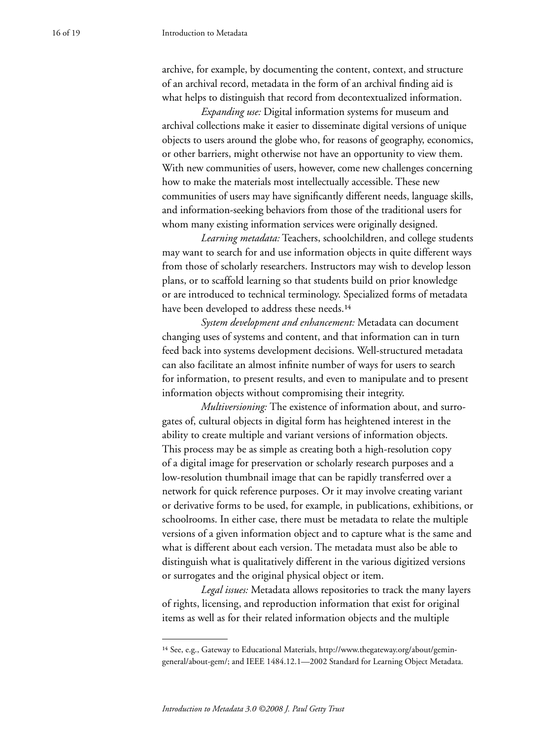archive, for example, by documenting the content, context, and structure of an archival record, metadata in the form of an archival finding aid is what helps to distinguish that record from decontextualized information.

*Expanding use:* Digital information systems for museum and archival collections make it easier to disseminate digital versions of unique objects to users around the globe who, for reasons of geography, economics, or other barriers, might otherwise not have an opportunity to view them. With new communities of users, however, come new challenges concerning how to make the materials most intellectually accessible. These new communities of users may have significantly different needs, language skills, and information-seeking behaviors from those of the traditional users for whom many existing information services were originally designed.

*Learning metadata:* Teachers, schoolchildren, and college students may want to search for and use information objects in quite different ways from those of scholarly researchers. Instructors may wish to develop lesson plans, or to scaffold learning so that students build on prior knowledge or are introduced to technical terminology. Specialized forms of metadata have been developed to address these needs.[14]

*System development and enhancement:* Metadata can document changing uses of systems and content, and that information can in turn feed back into systems development decisions. Well-structured metadata can also facilitate an almost infinite number of ways for users to search for information, to present results, and even to manipulate and to present information objects without compromising their integrity.

*Multiversioning:* The existence of information about, and surrogates of, cultural objects in digital form has heightened interest in the ability to create multiple and variant versions of information objects. This process may be as simple as creating both a high-resolution copy of a digital image for preservation or scholarly research purposes and a low-resolution thumbnail image that can be rapidly transferred over a network for quick reference purposes. Or it may involve creating variant or derivative forms to be used, for example, in publications, exhibitions, or schoolrooms. In either case, there must be metadata to relate the multiple versions of a given information object and to capture what is the same and what is different about each version. The metadata must also be able to distinguish what is qualitatively different in the various digitized versions or surrogates and the original physical object or item.

*Legal issues:* Metadata allows repositories to track the many layers of rights, licensing, and reproduction information that exist for original items as well as for their related information objects and the multiple

---

[14] See, e.g., Gateway to Educational Materials, http://www.thegateway.org/about/gemingeneral/about-gem/; and IEEE 1484.12.1—2002 Standard for Learning Object Metadata.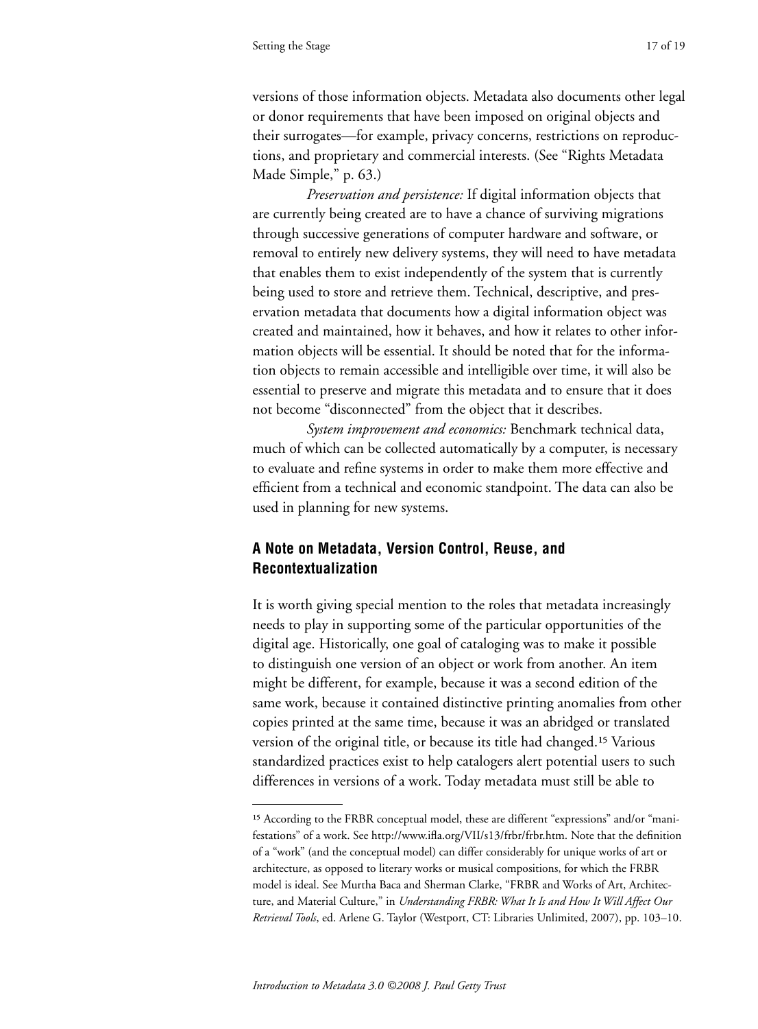versions of those information objects. Metadata also documents other legal or donor requirements that have been imposed on original objects and their surrogates—for example, privacy concerns, restrictions on reproductions, and proprietary and commercial interests. (See "Rights Metadata Made Simple," p. 63.)

*Preservation and persistence:* If digital information objects that are currently being created are to have a chance of surviving migrations through successive generations of computer hardware and software, or removal to entirely new delivery systems, they will need to have metadata that enables them to exist independently of the system that is currently being used to store and retrieve them. Technical, descriptive, and preservation metadata that documents how a digital information object was created and maintained, how it behaves, and how it relates to other information objects will be essential. It should be noted that for the information objects to remain accessible and intelligible over time, it will also be essential to preserve and migrate this metadata and to ensure that it does not become "disconnected" from the object that it describes.

*System improvement and economics:* Benchmark technical data, much of which can be collected automatically by a computer, is necessary to evaluate and refine systems in order to make them more effective and efficient from a technical and economic standpoint. The data can also be used in planning for new systems.

## A Note on Metadata, Version Control, Reuse, and Recontextualization

It is worth giving special mention to the roles that metadata increasingly needs to play in supporting some of the particular opportunities of the digital age. Historically, one goal of cataloging was to make it possible to distinguish one version of an object or work from another. An item might be different, for example, because it was a second edition of the same work, because it contained distinctive printing anomalies from other copies printed at the same time, because it was an abridged or translated version of the original title, or because its title had changed.[15] Various standardized practices exist to help catalogers alert potential users to such differences in versions of a work. Today metadata must still be able to

---

[15] According to the FRBR conceptual model, these are different "expressions" and/or "manifestations" of a work. See http://www.ifla.org/VII/s13/frbr/frbr.htm. Note that the definition of a "work" (and the conceptual model) can differ considerably for unique works of art or architecture, as opposed to literary works or musical compositions, for which the FRBR model is ideal. See Murtha Baca and Sherman Clarke, "FRBR and Works of Art, Architecture, and Material Culture," in *Understanding FRBR: What It Is and How It Will Affect Our Retrieval Tools*, ed. Arlene G. Taylor (Westport, CT: Libraries Unlimited, 2007), pp. 103–10.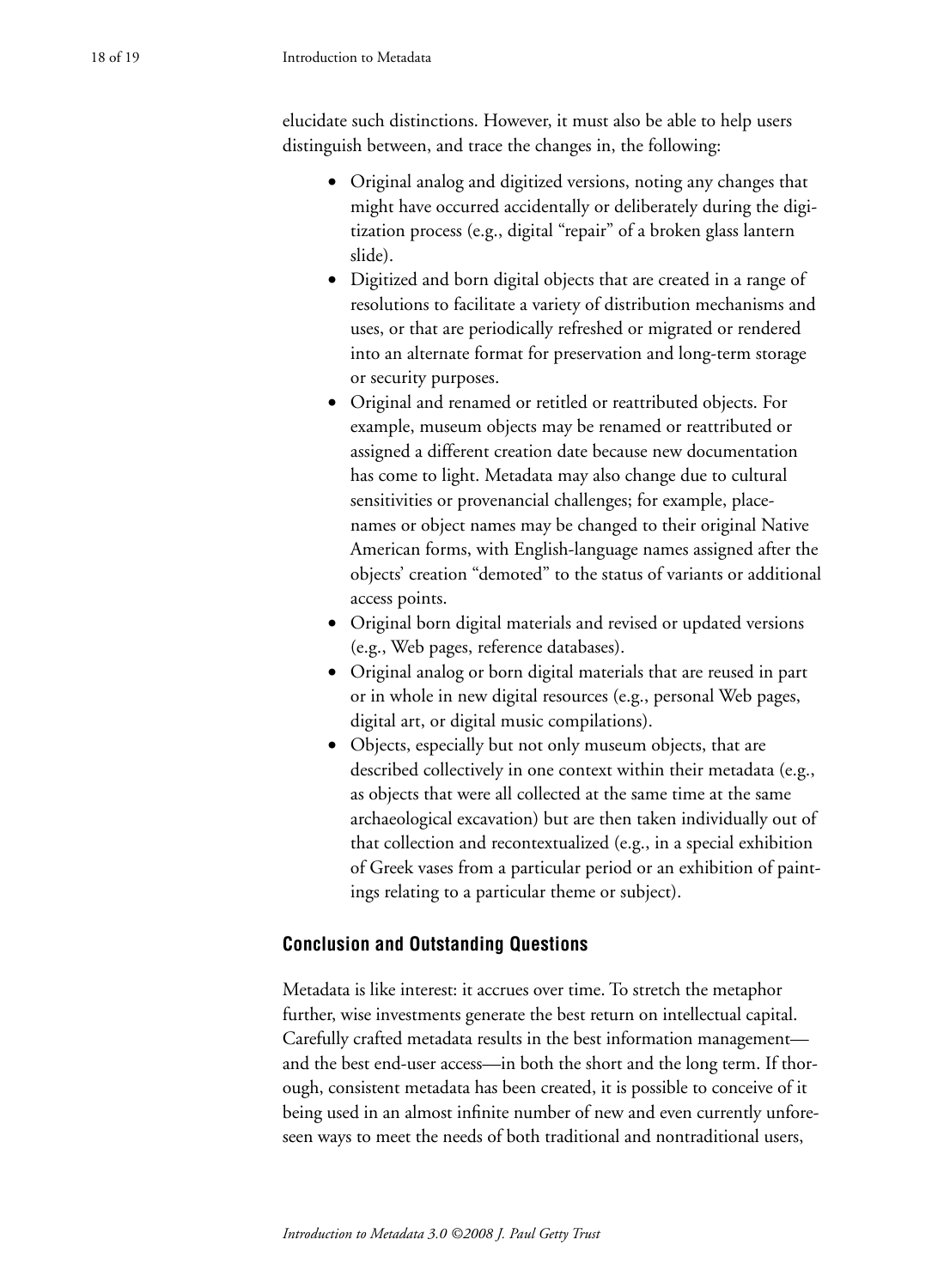elucidate such distinctions. However, it must also be able to help users distinguish between, and trace the changes in, the following:

- Original analog and digitized versions, noting any changes that might have occurred accidentally or deliberately during the digitization process (e.g., digital "repair" of a broken glass lantern slide).
- Digitized and born digital objects that are created in a range of resolutions to facilitate a variety of distribution mechanisms and uses, or that are periodically refreshed or migrated or rendered into an alternate format for preservation and long-term storage or security purposes.
- Original and renamed or retitled or reattributed objects. For example, museum objects may be renamed or reattributed or assigned a different creation date because new documentation has come to light. Metadata may also change due to cultural sensitivities or provenancial challenges; for example, place-names or object names may be changed to their original Native American forms, with English-language names assigned after the objects' creation "demoted" to the status of variants or additional access points.
- Original born digital materials and revised or updated versions (e.g., Web pages, reference databases).
- Original analog or born digital materials that are reused in part or in whole in new digital resources (e.g., personal Web pages, digital art, or digital music compilations).
- Objects, especially but not only museum objects, that are described collectively in one context within their metadata (e.g., as objects that were all collected at the same time at the same archaeological excavation) but are then taken individually out of that collection and recontextualized (e.g., in a special exhibition of Greek vases from a particular period or an exhibition of paintings relating to a particular theme or subject).

### Conclusion and Outstanding Questions

Metadata is like interest: it accrues over time. To stretch the metaphor further, wise investments generate the best return on intellectual capital. Carefully crafted metadata results in the best information management—and the best end-user access—in both the short and the long term. If thorough, consistent metadata has been created, it is possible to conceive of it being used in an almost infinite number of new and even currently unforeseen ways to meet the needs of both traditional and nontraditional users,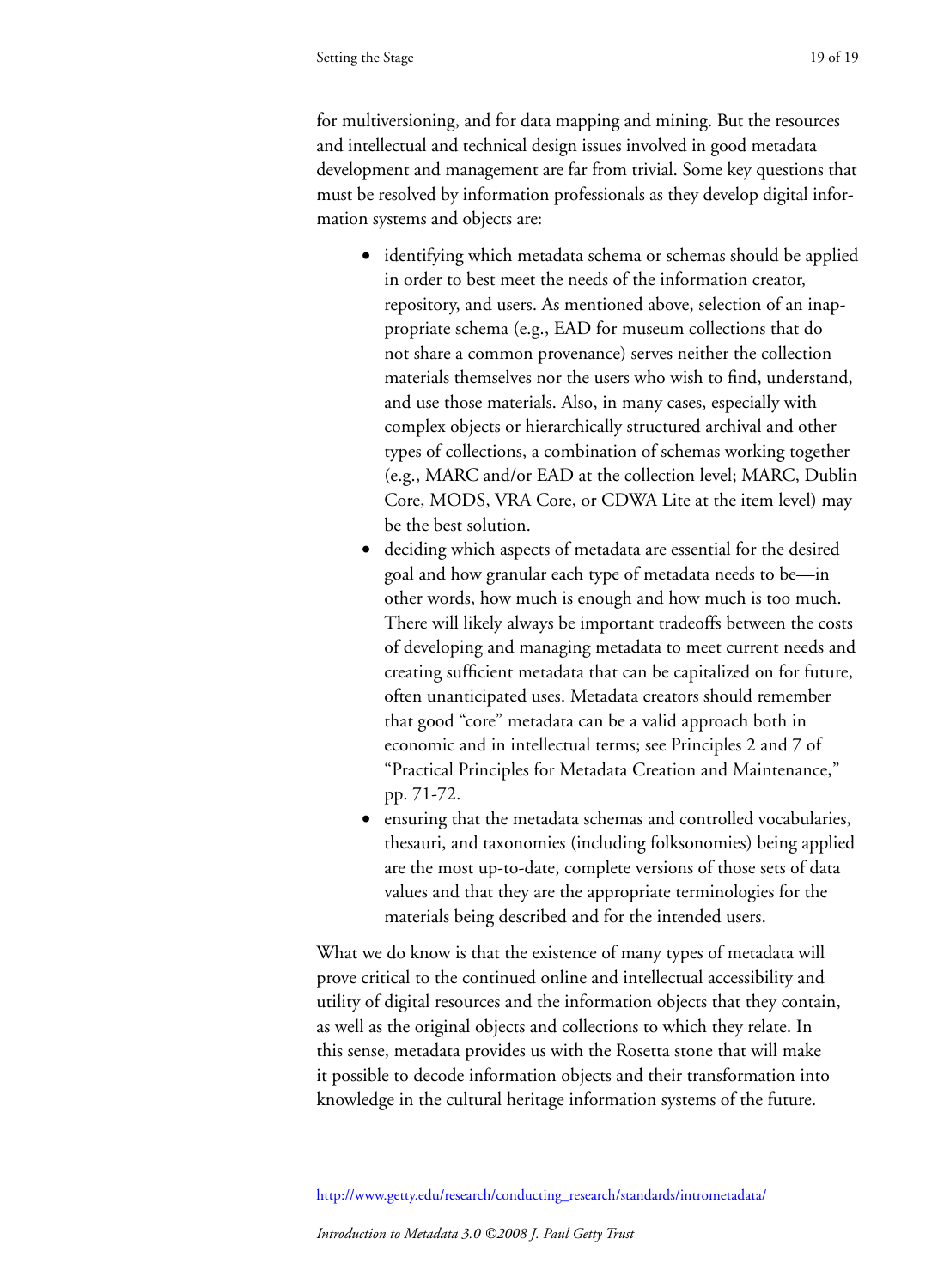for multiversioning, and for data mapping and mining. But the resources and intellectual and technical design issues involved in good metadata development and management are far from trivial. Some key questions that must be resolved by information professionals as they develop digital information systems and objects are:

- identifying which metadata schema or schemas should be applied in order to best meet the needs of the information creator, repository, and users. As mentioned above, selection of an inappropriate schema (e.g., EAD for museum collections that do not share a common provenance) serves neither the collection materials themselves nor the users who wish to find, understand, and use those materials. Also, in many cases, especially with complex objects or hierarchically structured archival and other types of collections, a combination of schemas working together (e.g., MARC and/or EAD at the collection level; MARC, Dublin Core, MODS, VRA Core, or CDWA Lite at the item level) may be the best solution.
- deciding which aspects of metadata are essential for the desired goal and how granular each type of metadata needs to be—in other words, how much is enough and how much is too much. There will likely always be important tradeoffs between the costs of developing and managing metadata to meet current needs and creating sufficient metadata that can be capitalized on for future, often unanticipated uses. Metadata creators should remember that good "core" metadata can be a valid approach both in economic and in intellectual terms; see Principles 2 and 7 of "Practical Principles for Metadata Creation and Maintenance," pp. 71-72.
- ensuring that the metadata schemas and controlled vocabularies, thesauri, and taxonomies (including folksonomies) being applied are the most up-to-date, complete versions of those sets of data values and that they are the appropriate terminologies for the materials being described and for the intended users.

What we do know is that the existence of many types of metadata will prove critical to the continued online and intellectual accessibility and utility of digital resources and the information objects that they contain, as well as the original objects and collections to which they relate. In this sense, metadata provides us with the Rosetta stone that will make it possible to decode information objects and their transformation into knowledge in the cultural heritage information systems of the future.